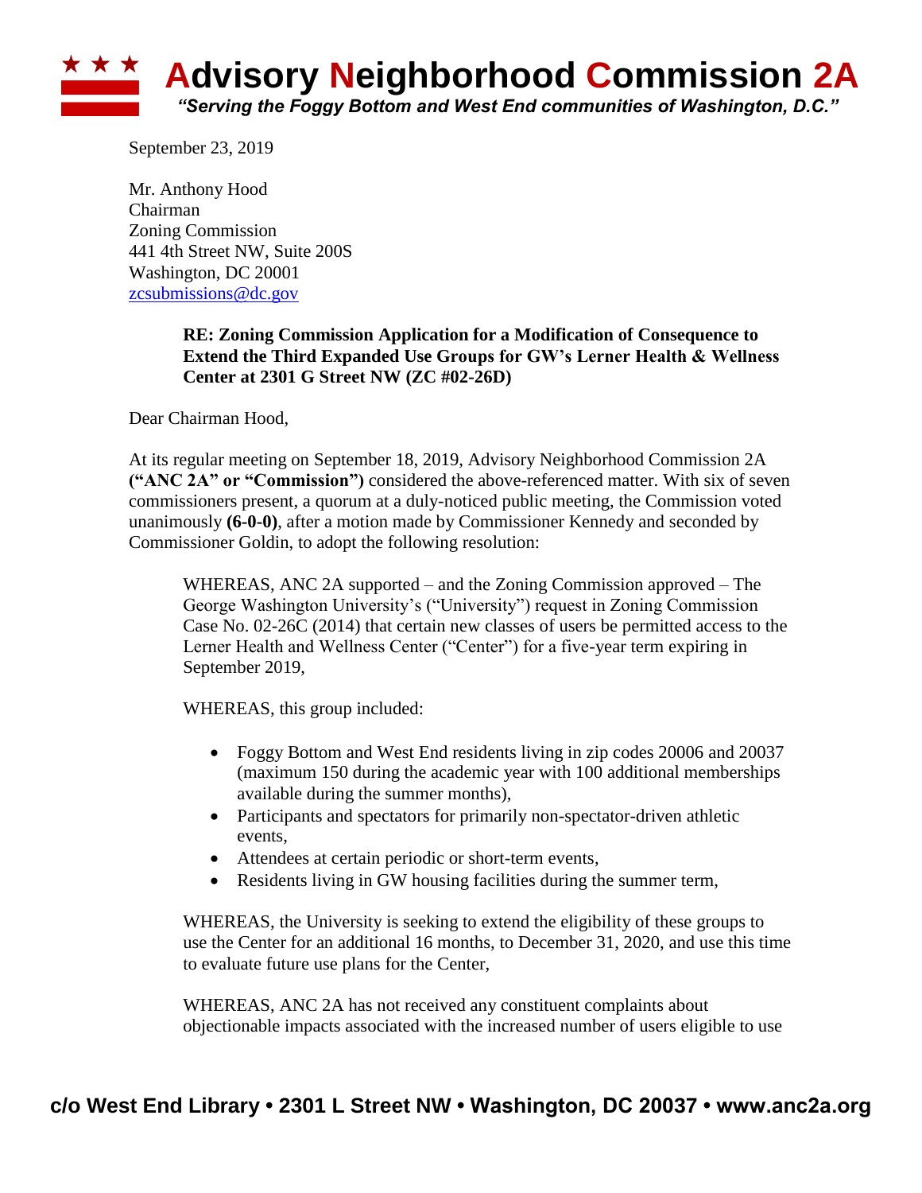# Advisory Neighborhood Commission 2A

*"Serving the Foggy Bottom and West End communities of Washington, D.C."*

September 23, 2019

Mr. Anthony Hood
Chairman
Zoning Commission
441 4th Street NW, Suite 200S
Washington, DC 20001
zcsubmissions@dc.gov

**RE: Zoning Commission Application for a Modification of Consequence to Extend the Third Expanded Use Groups for GW's Lerner Health & Wellness Center at 2301 G Street NW (ZC #02-26D)**

Dear Chairman Hood,

At its regular meeting on September 18, 2019, Advisory Neighborhood Commission 2A **("ANC 2A" or "Commission")** considered the above-referenced matter. With six of seven commissioners present, a quorum at a duly-noticed public meeting, the Commission voted unanimously **(6-0-0)**, after a motion made by Commissioner Kennedy and seconded by Commissioner Goldin, to adopt the following resolution:

WHEREAS, ANC 2A supported – and the Zoning Commission approved – The George Washington University's ("University") request in Zoning Commission Case No. 02-26C (2014) that certain new classes of users be permitted access to the Lerner Health and Wellness Center ("Center") for a five-year term expiring in September 2019,

WHEREAS, this group included:

- Foggy Bottom and West End residents living in zip codes 20006 and 20037 (maximum 150 during the academic year with 100 additional memberships available during the summer months),
- Participants and spectators for primarily non-spectator-driven athletic events,
- Attendees at certain periodic or short-term events,
- Residents living in GW housing facilities during the summer term,

WHEREAS, the University is seeking to extend the eligibility of these groups to use the Center for an additional 16 months, to December 31, 2020, and use this time to evaluate future use plans for the Center,

WHEREAS, ANC 2A has not received any constituent complaints about objectionable impacts associated with the increased number of users eligible to use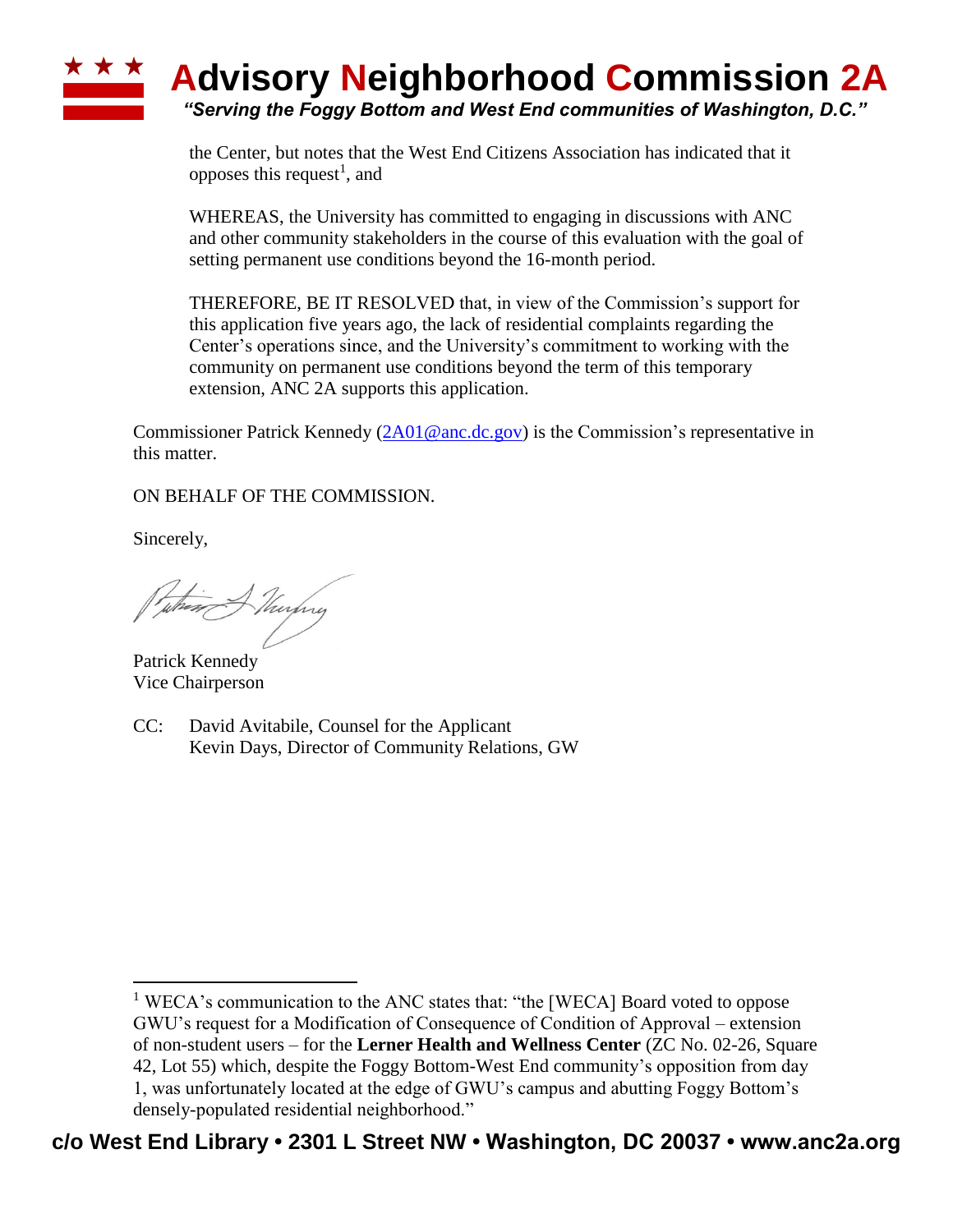the Center, but notes that the West End Citizens Association has indicated that it opposes this request[1], and

WHEREAS, the University has committed to engaging in discussions with ANC and other community stakeholders in the course of this evaluation with the goal of setting permanent use conditions beyond the 16-month period.

THEREFORE, BE IT RESOLVED that, in view of the Commission's support for this application five years ago, the lack of residential complaints regarding the Center's operations since, and the University's commitment to working with the community on permanent use conditions beyond the term of this temporary extension, ANC 2A supports this application.

Commissioner Patrick Kennedy (2A01@anc.dc.gov) is the Commission's representative in this matter.

ON BEHALF OF THE COMMISSION.

Sincerely,

Patrick Kennedy
Vice Chairperson

CC: David Avitabile, Counsel for the Applicant
Kevin Days, Director of Community Relations, GW

---

[1] WECA's communication to the ANC states that: "the [WECA] Board voted to oppose GWU's request for a Modification of Consequence of Condition of Approval – extension of non-student users – for the **Lerner Health and Wellness Center** (ZC No. 02-26, Square 42, Lot 55) which, despite the Foggy Bottom-West End community's opposition from day 1, was unfortunately located at the edge of GWU's campus and abutting Foggy Bottom's densely-populated residential neighborhood."